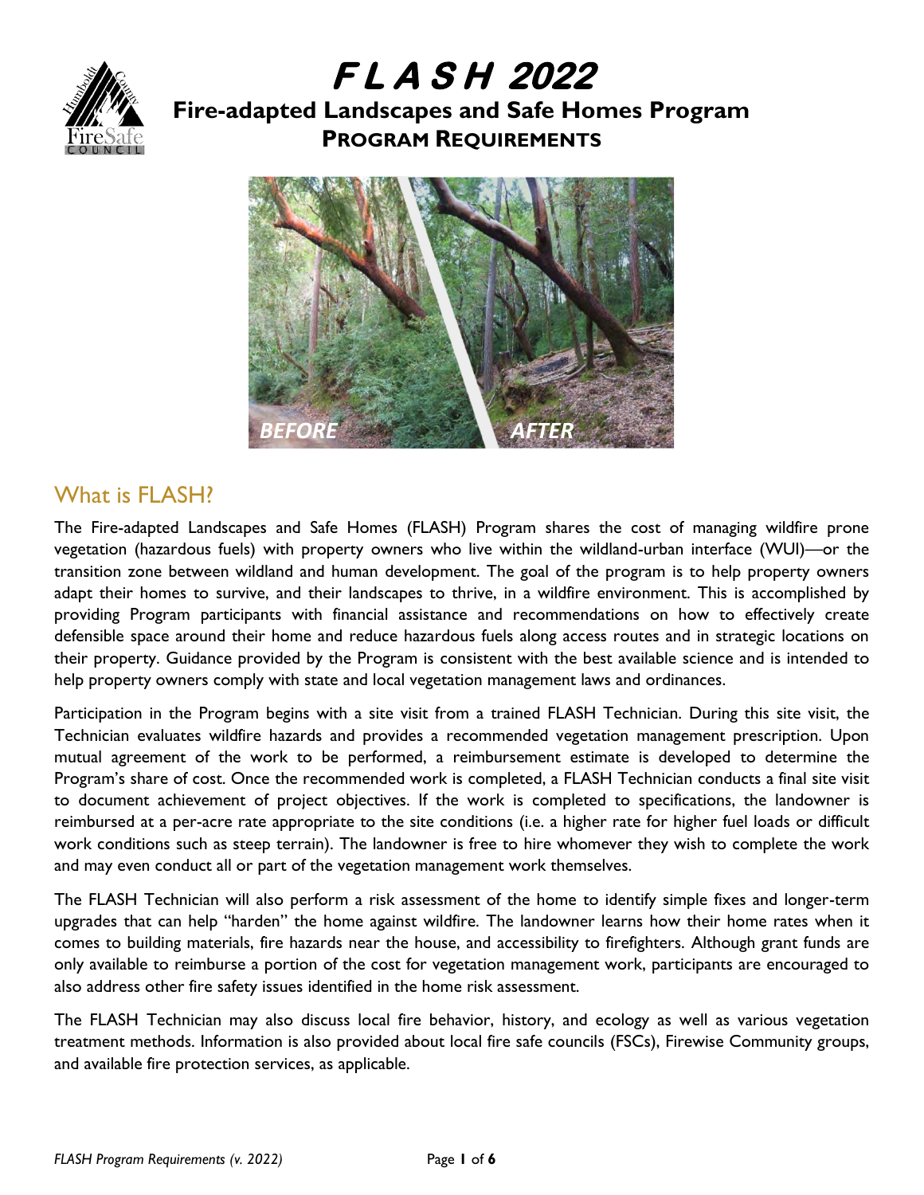# FLASH 2022

## Fire-adapted Landscapes and Safe Homes Program

### PROGRAM REQUIREMENTS

## What is FLASH?

The Fire-adapted Landscapes and Safe Homes (FLASH) Program shares the cost of managing wildfire prone vegetation (hazardous fuels) with property owners who live within the wildland-urban interface (WUI)—or the transition zone between wildland and human development. The goal of the program is to help property owners adapt their homes to survive, and their landscapes to thrive, in a wildfire environment. This is accomplished by providing Program participants with financial assistance and recommendations on how to effectively create defensible space around their home and reduce hazardous fuels along access routes and in strategic locations on their property. Guidance provided by the Program is consistent with the best available science and is intended to help property owners comply with state and local vegetation management laws and ordinances.

Participation in the Program begins with a site visit from a trained FLASH Technician. During this site visit, the Technician evaluates wildfire hazards and provides a recommended vegetation management prescription. Upon mutual agreement of the work to be performed, a reimbursement estimate is developed to determine the Program's share of cost. Once the recommended work is completed, a FLASH Technician conducts a final site visit to document achievement of project objectives. If the work is completed to specifications, the landowner is reimbursed at a per-acre rate appropriate to the site conditions (i.e. a higher rate for higher fuel loads or difficult work conditions such as steep terrain). The landowner is free to hire whomever they wish to complete the work and may even conduct all or part of the vegetation management work themselves.

The FLASH Technician will also perform a risk assessment of the home to identify simple fixes and longer-term upgrades that can help "harden" the home against wildfire. The landowner learns how their home rates when it comes to building materials, fire hazards near the house, and accessibility to firefighters. Although grant funds are only available to reimburse a portion of the cost for vegetation management work, participants are encouraged to also address other fire safety issues identified in the home risk assessment.

The FLASH Technician may also discuss local fire behavior, history, and ecology as well as various vegetation treatment methods. Information is also provided about local fire safe councils (FSCs), Firewise Community groups, and available fire protection services, as applicable.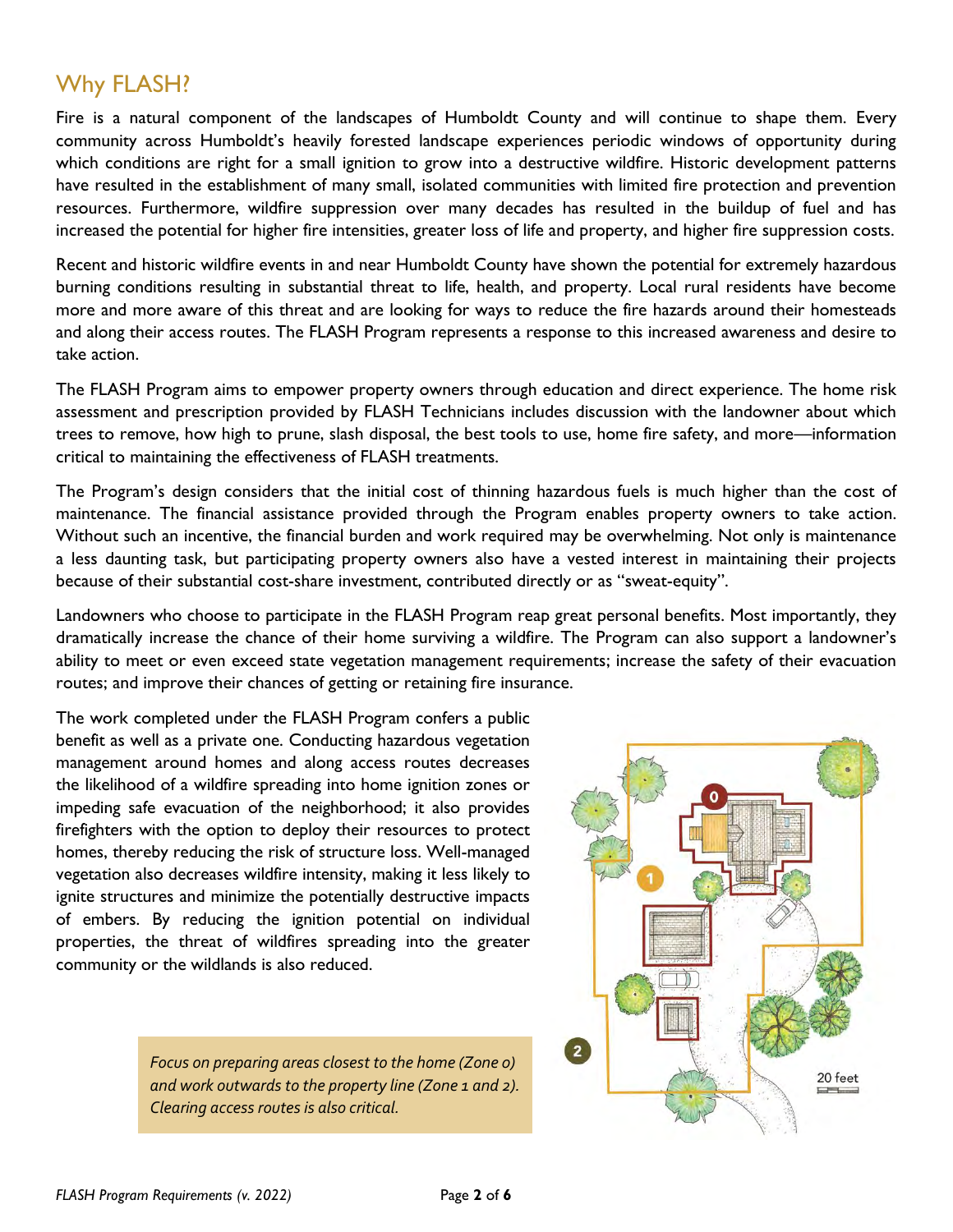## Why FLASH?

Fire is a natural component of the landscapes of Humboldt County and will continue to shape them. Every community across Humboldt's heavily forested landscape experiences periodic windows of opportunity during which conditions are right for a small ignition to grow into a destructive wildfire. Historic development patterns have resulted in the establishment of many small, isolated communities with limited fire protection and prevention resources. Furthermore, wildfire suppression over many decades has resulted in the buildup of fuel and has increased the potential for higher fire intensities, greater loss of life and property, and higher fire suppression costs.

Recent and historic wildfire events in and near Humboldt County have shown the potential for extremely hazardous burning conditions resulting in substantial threat to life, health, and property. Local rural residents have become more and more aware of this threat and are looking for ways to reduce the fire hazards around their homesteads and along their access routes. The FLASH Program represents a response to this increased awareness and desire to take action.

The FLASH Program aims to empower property owners through education and direct experience. The home risk assessment and prescription provided by FLASH Technicians includes discussion with the landowner about which trees to remove, how high to prune, slash disposal, the best tools to use, home fire safety, and more—information critical to maintaining the effectiveness of FLASH treatments.

The Program's design considers that the initial cost of thinning hazardous fuels is much higher than the cost of maintenance. The financial assistance provided through the Program enables property owners to take action. Without such an incentive, the financial burden and work required may be overwhelming. Not only is maintenance a less daunting task, but participating property owners also have a vested interest in maintaining their projects because of their substantial cost-share investment, contributed directly or as "sweat-equity".

Landowners who choose to participate in the FLASH Program reap great personal benefits. Most importantly, they dramatically increase the chance of their home surviving a wildfire. The Program can also support a landowner's ability to meet or even exceed state vegetation management requirements; increase the safety of their evacuation routes; and improve their chances of getting or retaining fire insurance.

The work completed under the FLASH Program confers a public benefit as well as a private one. Conducting hazardous vegetation management around homes and along access routes decreases the likelihood of a wildfire spreading into home ignition zones or impeding safe evacuation of the neighborhood; it also provides firefighters with the option to deploy their resources to protect homes, thereby reducing the risk of structure loss. Well-managed vegetation also decreases wildfire intensity, making it less likely to ignite structures and minimize the potentially destructive impacts of embers. By reducing the ignition potential on individual properties, the threat of wildfires spreading into the greater community or the wildlands is also reduced.

*Focus on preparing areas closest to the home (Zone 0) and work outwards to the property line (Zone 1 and 2). Clearing access routes is also critical.*

0

1

2

20 feet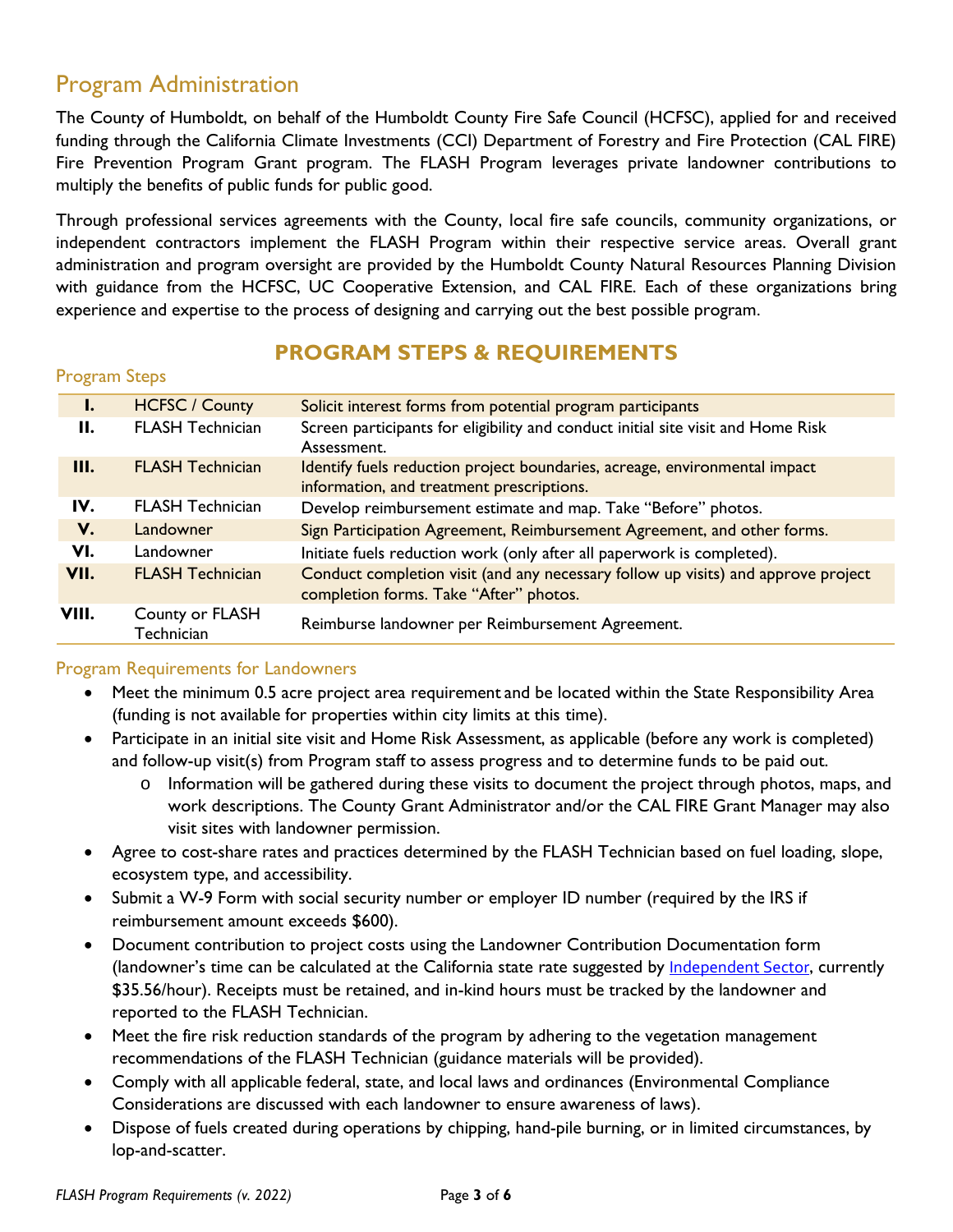## Program Administration

The County of Humboldt, on behalf of the Humboldt County Fire Safe Council (HCFSC), applied for and received funding through the California Climate Investments (CCI) Department of Forestry and Fire Protection (CAL FIRE) Fire Prevention Program Grant program. The FLASH Program leverages private landowner contributions to multiply the benefits of public funds for public good.

Through professional services agreements with the County, local fire safe councils, community organizations, or independent contractors implement the FLASH Program within their respective service areas. Overall grant administration and program oversight are provided by the Humboldt County Natural Resources Planning Division with guidance from the HCFSC, UC Cooperative Extension, and CAL FIRE. Each of these organizations bring experience and expertise to the process of designing and carrying out the best possible program.

## PROGRAM STEPS & REQUIREMENTS

### Program Steps

| | | |
|---|---|---|
| **I.** | HCFSC / County | Solicit interest forms from potential program participants |
| **II.** | FLASH Technician | Screen participants for eligibility and conduct initial site visit and Home Risk Assessment. |
| **III.** | FLASH Technician | Identify fuels reduction project boundaries, acreage, environmental impact information, and treatment prescriptions. |
| **IV.** | FLASH Technician | Develop reimbursement estimate and map. Take "Before" photos. |
| **V.** | Landowner | Sign Participation Agreement, Reimbursement Agreement, and other forms. |
| **VI.** | Landowner | Initiate fuels reduction work (only after all paperwork is completed). |
| **VII.** | FLASH Technician | Conduct completion visit (and any necessary follow up visits) and approve project completion forms. Take "After" photos. |
| **VIII.** | County or FLASH Technician | Reimburse landowner per Reimbursement Agreement. |

### Program Requirements for Landowners

- Meet the minimum 0.5 acre project area requirement and be located within the State Responsibility Area (funding is not available for properties within city limits at this time).
- Participate in an initial site visit and Home Risk Assessment, as applicable (before any work is completed) and follow-up visit(s) from Program staff to assess progress and to determine funds to be paid out.
    - Information will be gathered during these visits to document the project through photos, maps, and work descriptions. The County Grant Administrator and/or the CAL FIRE Grant Manager may also visit sites with landowner permission.
- Agree to cost-share rates and practices determined by the FLASH Technician based on fuel loading, slope, ecosystem type, and accessibility.
- Submit a W-9 Form with social security number or employer ID number (required by the IRS if reimbursement amount exceeds $600).
- Document contribution to project costs using the Landowner Contribution Documentation form (landowner's time can be calculated at the California state rate suggested by Independent Sector, currently $35.56/hour). Receipts must be retained, and in-kind hours must be tracked by the landowner and reported to the FLASH Technician.
- Meet the fire risk reduction standards of the program by adhering to the vegetation management recommendations of the FLASH Technician (guidance materials will be provided).
- Comply with all applicable federal, state, and local laws and ordinances (Environmental Compliance Considerations are discussed with each landowner to ensure awareness of laws).
- Dispose of fuels created during operations by chipping, hand-pile burning, or in limited circumstances, by lop-and-scatter.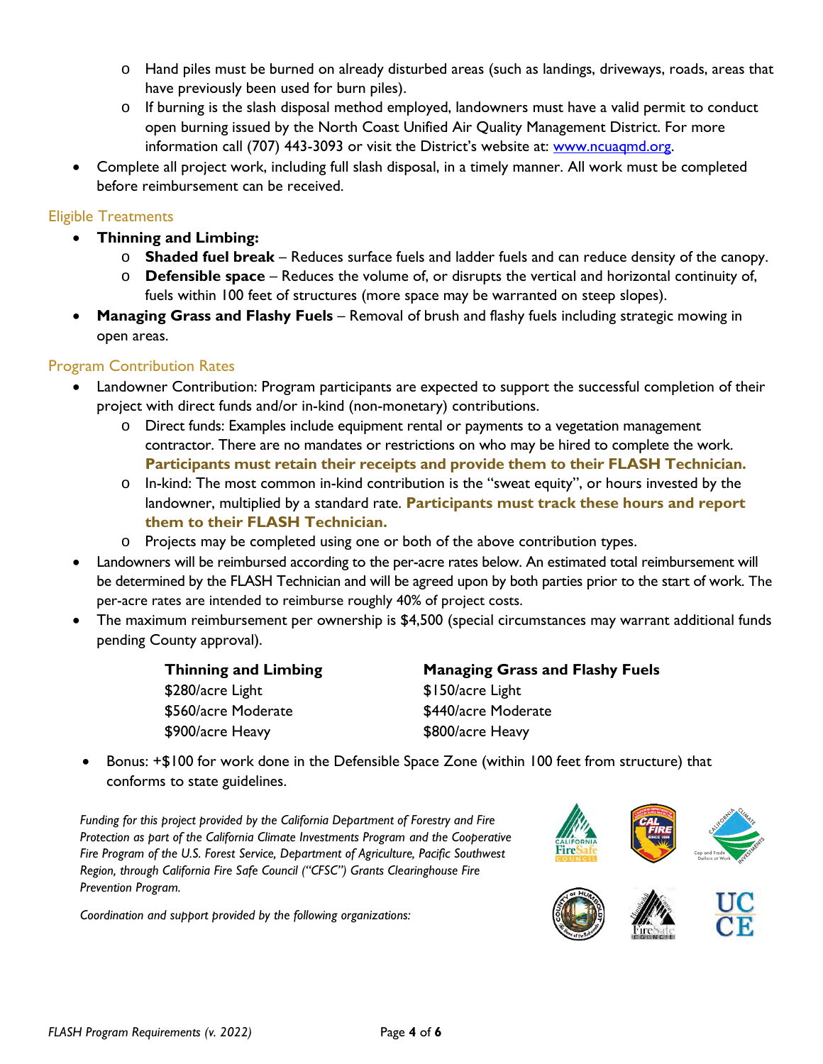- Hand piles must be burned on already disturbed areas (such as landings, driveways, roads, areas that have previously been used for burn piles).
  - If burning is the slash disposal method employed, landowners must have a valid permit to conduct open burning issued by the North Coast Unified Air Quality Management District. For more information call (707) 443-3093 or visit the District's website at: [www.ncuaqmd.org](http://www.ncuaqmd.org).
- Complete all project work, including full slash disposal, in a timely manner. All work must be completed before reimbursement can be received.

## Eligible Treatments

- **Thinning and Limbing:**
  - **Shaded fuel break** – Reduces surface fuels and ladder fuels and can reduce density of the canopy.
  - **Defensible space** – Reduces the volume of, or disrupts the vertical and horizontal continuity of, fuels within 100 feet of structures (more space may be warranted on steep slopes).
- **Managing Grass and Flashy Fuels** – Removal of brush and flashy fuels including strategic mowing in open areas.

## Program Contribution Rates

- Landowner Contribution: Program participants are expected to support the successful completion of their project with direct funds and/or in-kind (non-monetary) contributions.
  - Direct funds: Examples include equipment rental or payments to a vegetation management contractor. There are no mandates or restrictions on who may be hired to complete the work. **Participants must retain their receipts and provide them to their FLASH Technician.**
  - In-kind: The most common in-kind contribution is the "sweat equity", or hours invested by the landowner, multiplied by a standard rate. **Participants must track these hours and report them to their FLASH Technician.**
  - Projects may be completed using one or both of the above contribution types.
- Landowners will be reimbursed according to the per-acre rates below. An estimated total reimbursement will be determined by the FLASH Technician and will be agreed upon by both parties prior to the start of work. The per-acre rates are intended to reimburse roughly 40% of project costs.
- The maximum reimbursement per ownership is $4,500 (special circumstances may warrant additional funds pending County approval).

| Thinning and Limbing | Managing Grass and Flashy Fuels |
|---|---|
| $280/acre Light | $150/acre Light |
| $560/acre Moderate | $440/acre Moderate |
| $900/acre Heavy | $800/acre Heavy |

- Bonus: +$100 for work done in the Defensible Space Zone (within 100 feet from structure) that conforms to state guidelines.

*Funding for this project provided by the California Department of Forestry and Fire Protection as part of the California Climate Investments Program and the Cooperative Fire Program of the U.S. Forest Service, Department of Agriculture, Pacific Southwest Region, through California Fire Safe Council ("CFSC") Grants Clearinghouse Fire Prevention Program.*

*Coordination and support provided by the following organizations:*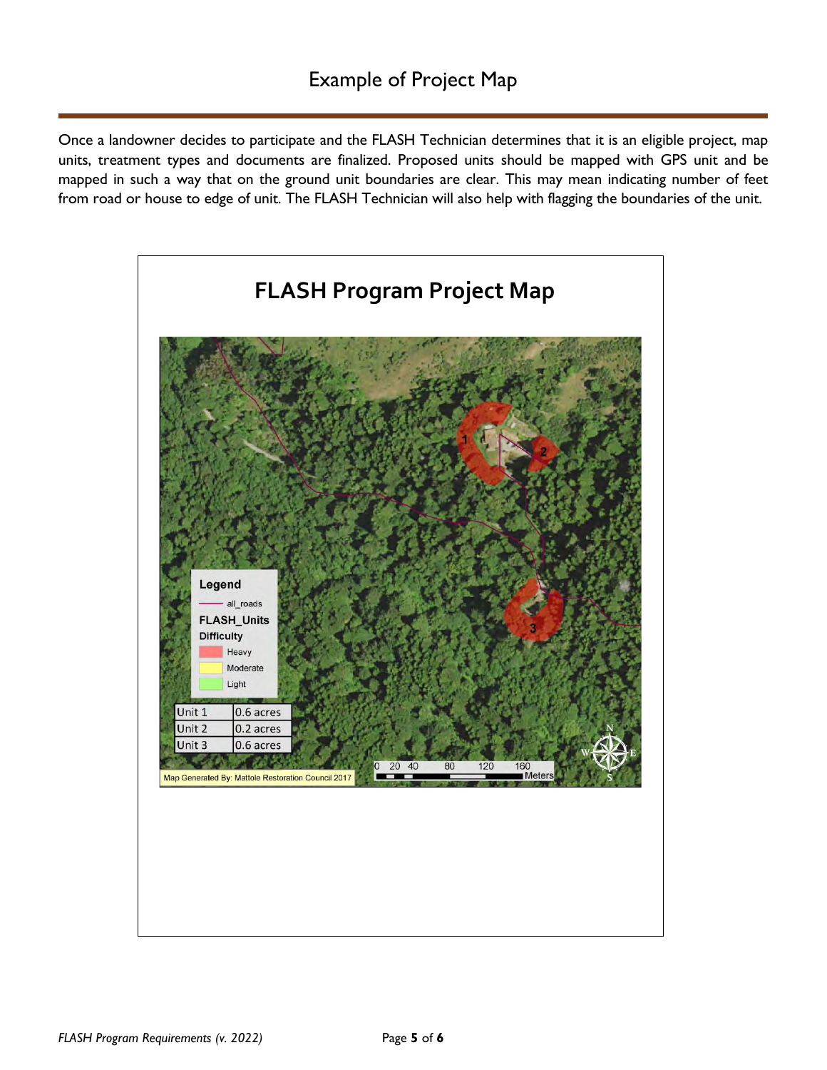# Example of Project Map

Once a landowner decides to participate and the FLASH Technician determines that it is an eligible project, map units, treatment types and documents are finalized. Proposed units should be mapped with GPS unit and be mapped in such a way that on the ground unit boundaries are clear. This may mean indicating number of feet from road or house to edge of unit. The FLASH Technician will also help with flagging the boundaries of the unit.

## FLASH Program Project Map

Legend

- all_roads

FLASH_Units

Difficulty

- Heavy
- Moderate
- Light

| Unit 1 | 0.6 acres |
|---|---|
| Unit 2 | 0.2 acres |
| Unit 3 | 0.6 acres |

0 20 40 80 120 160 Meters

Map Generated By: Mattole Restoration Council 2017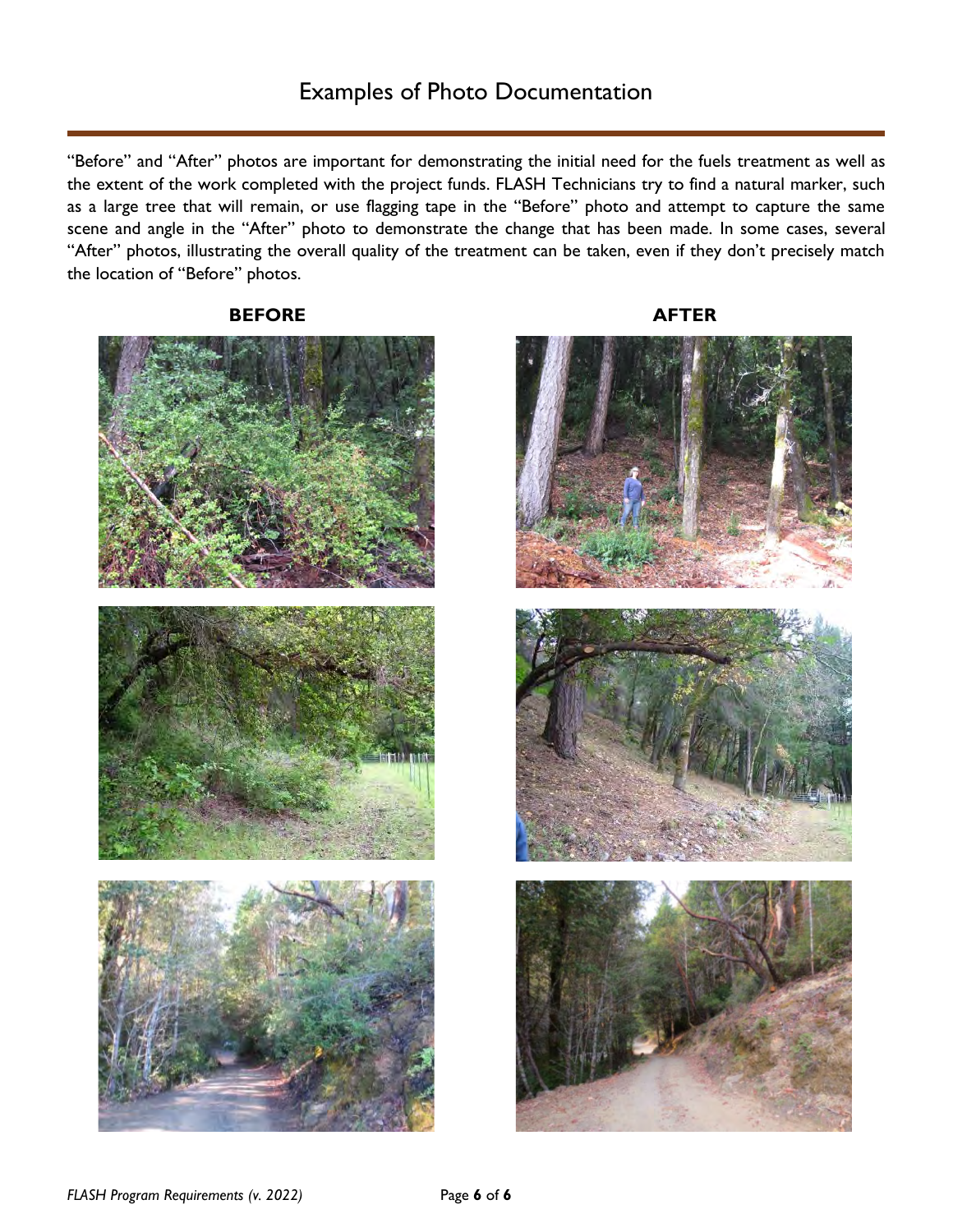# Examples of Photo Documentation

"Before" and "After" photos are important for demonstrating the initial need for the fuels treatment as well as the extent of the work completed with the project funds. FLASH Technicians try to find a natural marker, such as a large tree that will remain, or use flagging tape in the "Before" photo and attempt to capture the same scene and angle in the "After" photo to demonstrate the change that has been made. In some cases, several "After" photos, illustrating the overall quality of the treatment can be taken, even if they don't precisely match the location of "Before" photos.

**BEFORE** **AFTER**